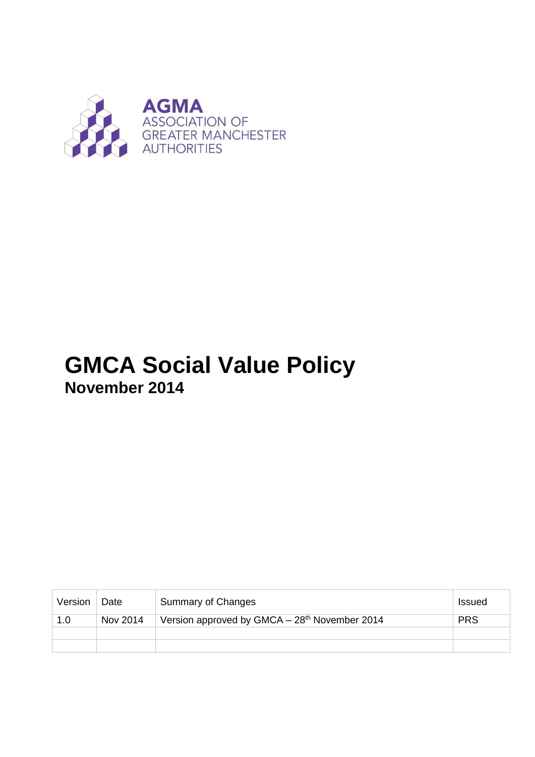AGMA
ASSOCIATION OF
GREATER MANCHESTER
AUTHORITIES

# GMCA Social Value Policy

**November 2014**

| Version | Date | Summary of Changes | Issued |
|---|---|---|---|
| 1.0 | Nov 2014 | Version approved by GMCA – 28th November 2014 | PRS |
| | | | |
| | | | |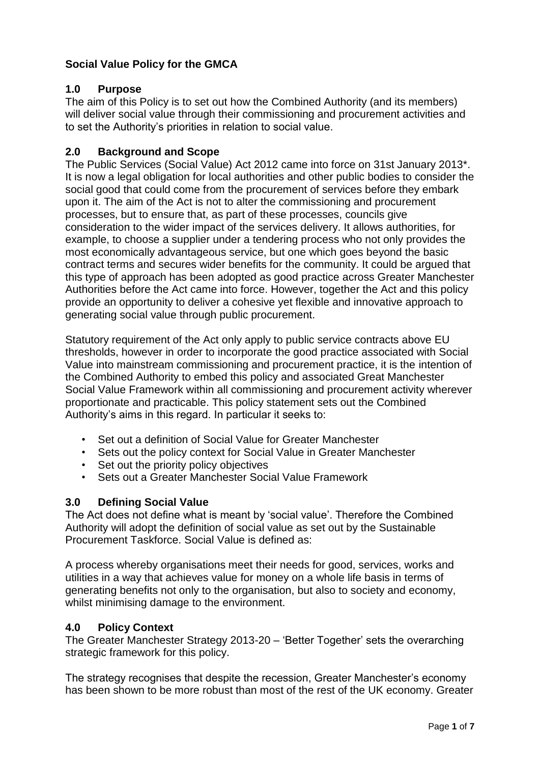**Social Value Policy for the GMCA**

## 1.0 Purpose

The aim of this Policy is to set out how the Combined Authority (and its members) will deliver social value through their commissioning and procurement activities and to set the Authority's priorities in relation to social value.

## 2.0 Background and Scope

The Public Services (Social Value) Act 2012 came into force on 31st January 2013*. It is now a legal obligation for local authorities and other public bodies to consider the social good that could come from the procurement of services before they embark upon it. The aim of the Act is not to alter the commissioning and procurement processes, but to ensure that, as part of these processes, councils give consideration to the wider impact of the services delivery. It allows authorities, for example, to choose a supplier under a tendering process who not only provides the most economically advantageous service, but one which goes beyond the basic contract terms and secures wider benefits for the community. It could be argued that this type of approach has been adopted as good practice across Greater Manchester Authorities before the Act came into force. However, together the Act and this policy provide an opportunity to deliver a cohesive yet flexible and innovative approach to generating social value through public procurement.

Statutory requirement of the Act only apply to public service contracts above EU thresholds, however in order to incorporate the good practice associated with Social Value into mainstream commissioning and procurement practice, it is the intention of the Combined Authority to embed this policy and associated Great Manchester Social Value Framework within all commissioning and procurement activity wherever proportionate and practicable. This policy statement sets out the Combined Authority's aims in this regard. In particular it seeks to:

- Set out a definition of Social Value for Greater Manchester
- Sets out the policy context for Social Value in Greater Manchester
- Set out the priority policy objectives
- Sets out a Greater Manchester Social Value Framework

## 3.0 Defining Social Value

The Act does not define what is meant by 'social value'. Therefore the Combined Authority will adopt the definition of social value as set out by the Sustainable Procurement Taskforce. Social Value is defined as:

A process whereby organisations meet their needs for good, services, works and utilities in a way that achieves value for money on a whole life basis in terms of generating benefits not only to the organisation, but also to society and economy, whilst minimising damage to the environment.

## 4.0 Policy Context

The Greater Manchester Strategy 2013-20 – 'Better Together' sets the overarching strategic framework for this policy.

The strategy recognises that despite the recession, Greater Manchester's economy has been shown to be more robust than most of the rest of the UK economy. Greater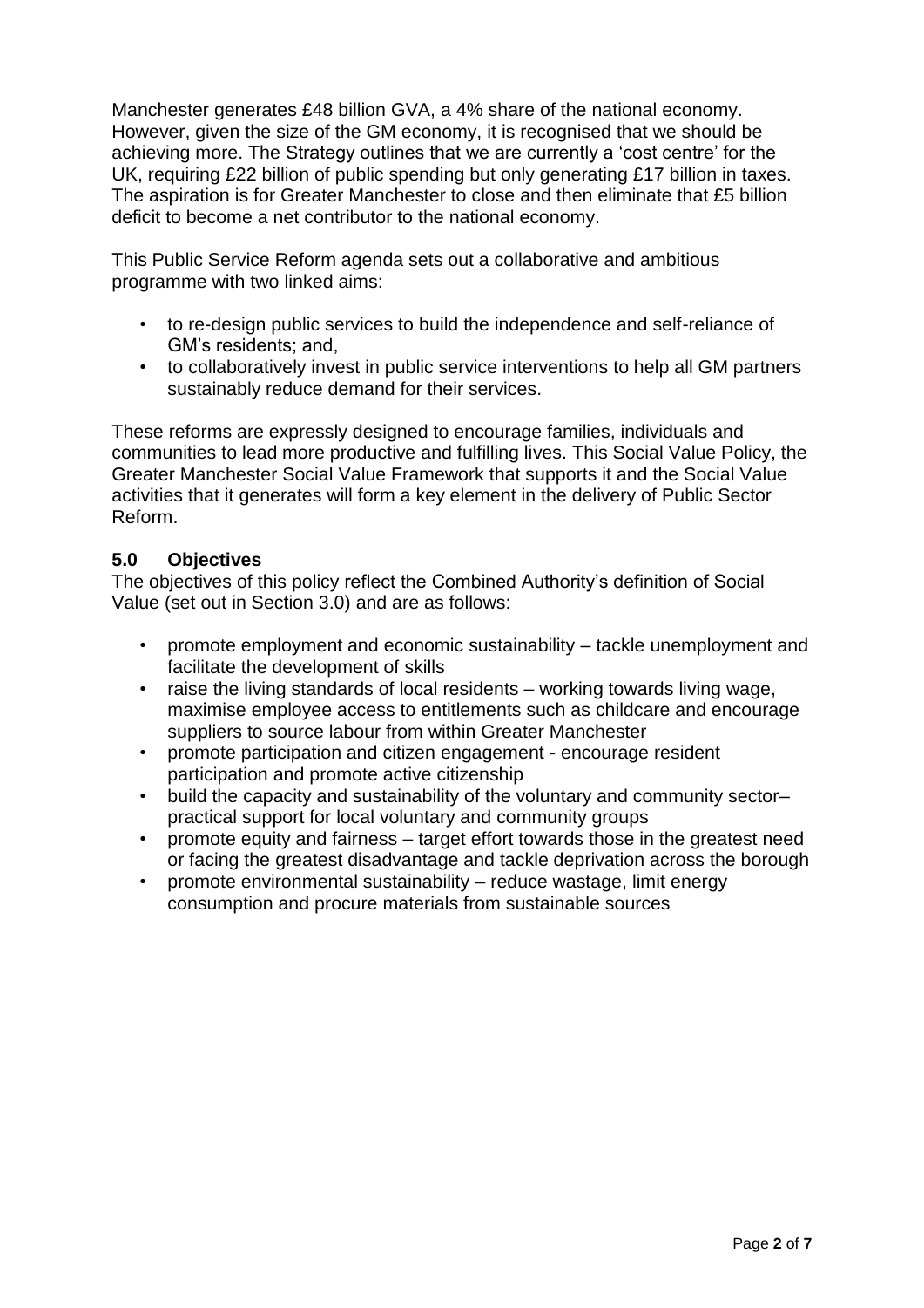Manchester generates £48 billion GVA, a 4% share of the national economy. However, given the size of the GM economy, it is recognised that we should be achieving more. The Strategy outlines that we are currently a 'cost centre' for the UK, requiring £22 billion of public spending but only generating £17 billion in taxes. The aspiration is for Greater Manchester to close and then eliminate that £5 billion deficit to become a net contributor to the national economy.

This Public Service Reform agenda sets out a collaborative and ambitious programme with two linked aims:

- to re-design public services to build the independence and self-reliance of GM's residents; and,
- to collaboratively invest in public service interventions to help all GM partners sustainably reduce demand for their services.

These reforms are expressly designed to encourage families, individuals and communities to lead more productive and fulfilling lives. This Social Value Policy, the Greater Manchester Social Value Framework that supports it and the Social Value activities that it generates will form a key element in the delivery of Public Sector Reform.

## 5.0 Objectives

The objectives of this policy reflect the Combined Authority's definition of Social Value (set out in Section 3.0) and are as follows:

- promote employment and economic sustainability – tackle unemployment and facilitate the development of skills
- raise the living standards of local residents – working towards living wage, maximise employee access to entitlements such as childcare and encourage suppliers to source labour from within Greater Manchester
- promote participation and citizen engagement - encourage resident participation and promote active citizenship
- build the capacity and sustainability of the voluntary and community sector– practical support for local voluntary and community groups
- promote equity and fairness – target effort towards those in the greatest need or facing the greatest disadvantage and tackle deprivation across the borough
- promote environmental sustainability – reduce wastage, limit energy consumption and procure materials from sustainable sources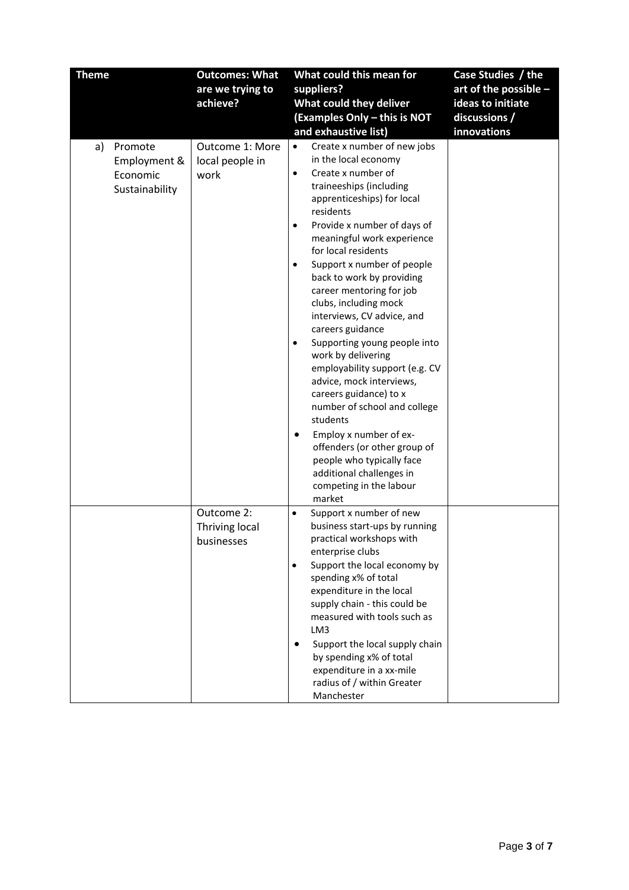| Theme | Outcomes: What are we trying to achieve? | What could this mean for suppliers? What could they deliver (Examples Only – this is NOT and exhaustive list) | Case Studies / the art of the possible – ideas to initiate discussions / innovations |
|---|---|---|---|
| a) Promote Employment & Economic Sustainability | Outcome 1: More local people in work | • Create x number of new jobs in the local economy<br>• Create x number of traineeships (including apprenticeships) for local residents<br>• Provide x number of days of meaningful work experience for local residents<br>• Support x number of people back to work by providing career mentoring for job clubs, including mock interviews, CV advice, and careers guidance<br>• Supporting young people into work by delivering employability support (e.g. CV advice, mock interviews, careers guidance) to x number of school and college students<br>• Employ x number of ex-offenders (or other group of people who typically face additional challenges in competing in the labour market | |
| | Outcome 2: Thriving local businesses | • Support x number of new business start-ups by running practical workshops with enterprise clubs<br>• Support the local economy by spending x% of total expenditure in the local supply chain - this could be measured with tools such as LM3<br>• Support the local supply chain by spending x% of total expenditure in a xx-mile radius of / within Greater Manchester | |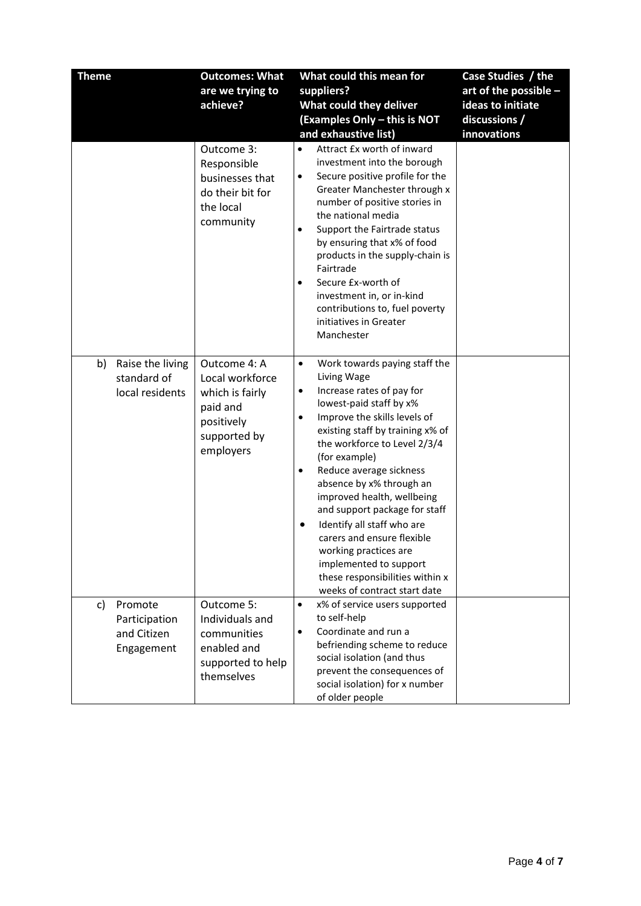| Theme | Outcomes: What are we trying to achieve? | What could this mean for suppliers? What could they deliver (Examples Only – this is NOT and exhaustive list) | Case Studies / the art of the possible – ideas to initiate discussions / innovations |
|---|---|---|---|
| | Outcome 3: Responsible businesses that do their bit for the local community | • Attract £x worth of inward investment into the borough<br>• Secure positive profile for the Greater Manchester through x number of positive stories in the national media<br>• Support the Fairtrade status by ensuring that x% of food products in the supply-chain is Fairtrade<br>• Secure £x-worth of investment in, or in-kind contributions to, fuel poverty initiatives in Greater Manchester | |
| b) Raise the living standard of local residents | Outcome 4: A Local workforce which is fairly paid and positively supported by employers | • Work towards paying staff the Living Wage<br>• Increase rates of pay for lowest-paid staff by x%<br>• Improve the skills levels of existing staff by training x% of the workforce to Level 2/3/4 (for example)<br>• Reduce average sickness absence by x% through an improved health, wellbeing and support package for staff<br>• Identify all staff who are carers and ensure flexible working practices are implemented to support these responsibilities within x weeks of contract start date | |
| c) Promote Participation and Citizen Engagement | Outcome 5: Individuals and communities enabled and supported to help themselves | • x% of service users supported to self-help<br>• Coordinate and run a befriending scheme to reduce social isolation (and thus prevent the consequences of social isolation) for x number of older people | |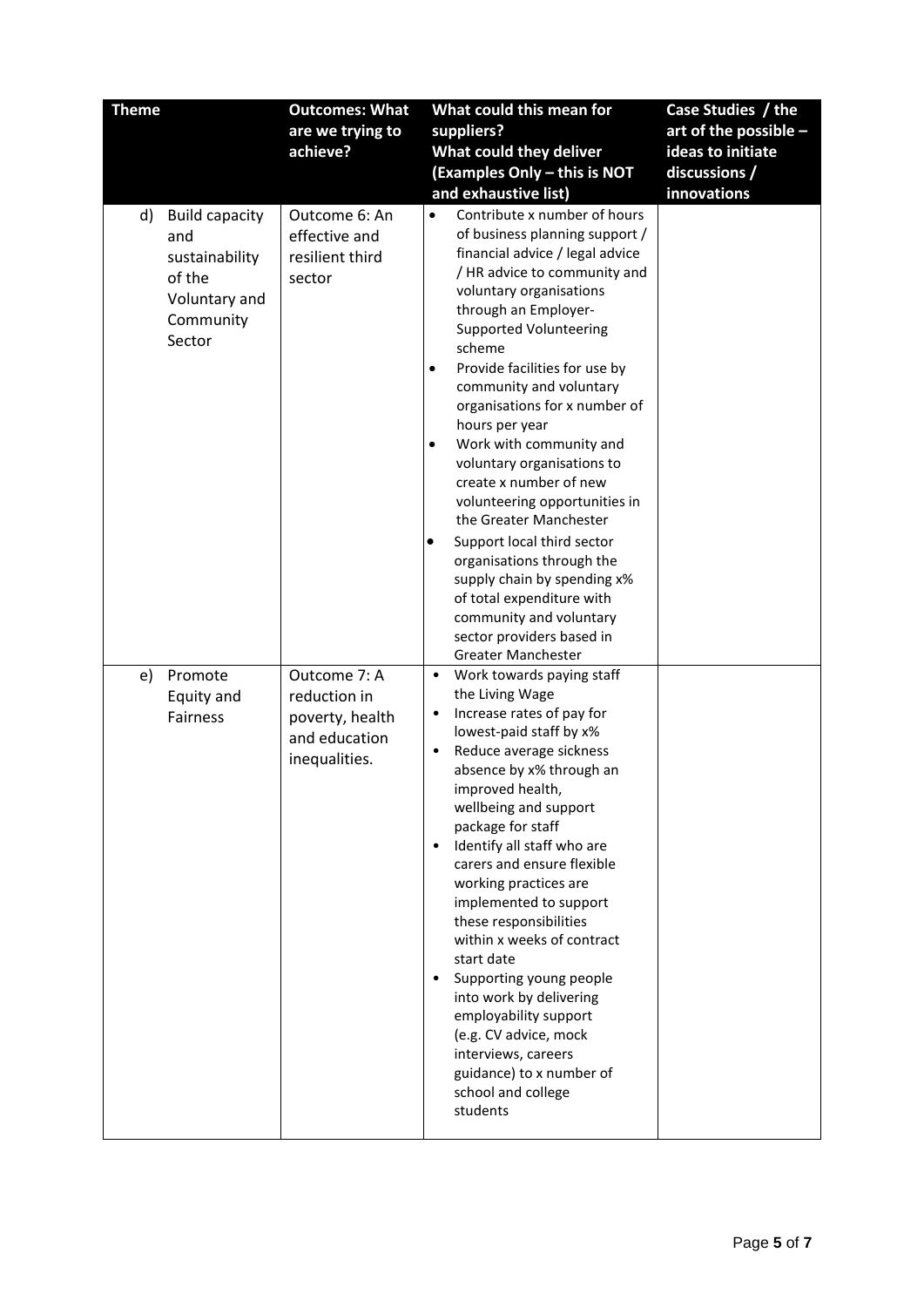| Theme | Outcomes: What are we trying to achieve? | What could this mean for suppliers? What could they deliver (Examples Only – this is NOT and exhaustive list) | Case Studies / the art of the possible – ideas to initiate discussions / innovations |
|---|---|---|---|
| d) Build capacity and sustainability of the Voluntary and Community Sector | Outcome 6: An effective and resilient third sector | • Contribute x number of hours of business planning support / financial advice / legal advice / HR advice to community and voluntary organisations through an Employer-Supported Volunteering scheme<br>• Provide facilities for use by community and voluntary organisations for x number of hours per year<br>• Work with community and voluntary organisations to create x number of new volunteering opportunities in the Greater Manchester<br>• Support local third sector organisations through the supply chain by spending x% of total expenditure with community and voluntary sector providers based in Greater Manchester | |
| e) Promote Equity and Fairness | Outcome 7: A reduction in poverty, health and education inequalities. | • Work towards paying staff the Living Wage<br>• Increase rates of pay for lowest-paid staff by x%<br>• Reduce average sickness absence by x% through an improved health, wellbeing and support package for staff<br>• Identify all staff who are carers and ensure flexible working practices are implemented to support these responsibilities within x weeks of contract start date<br>• Supporting young people into work by delivering employability support (e.g. CV advice, mock interviews, careers guidance) to x number of school and college students | |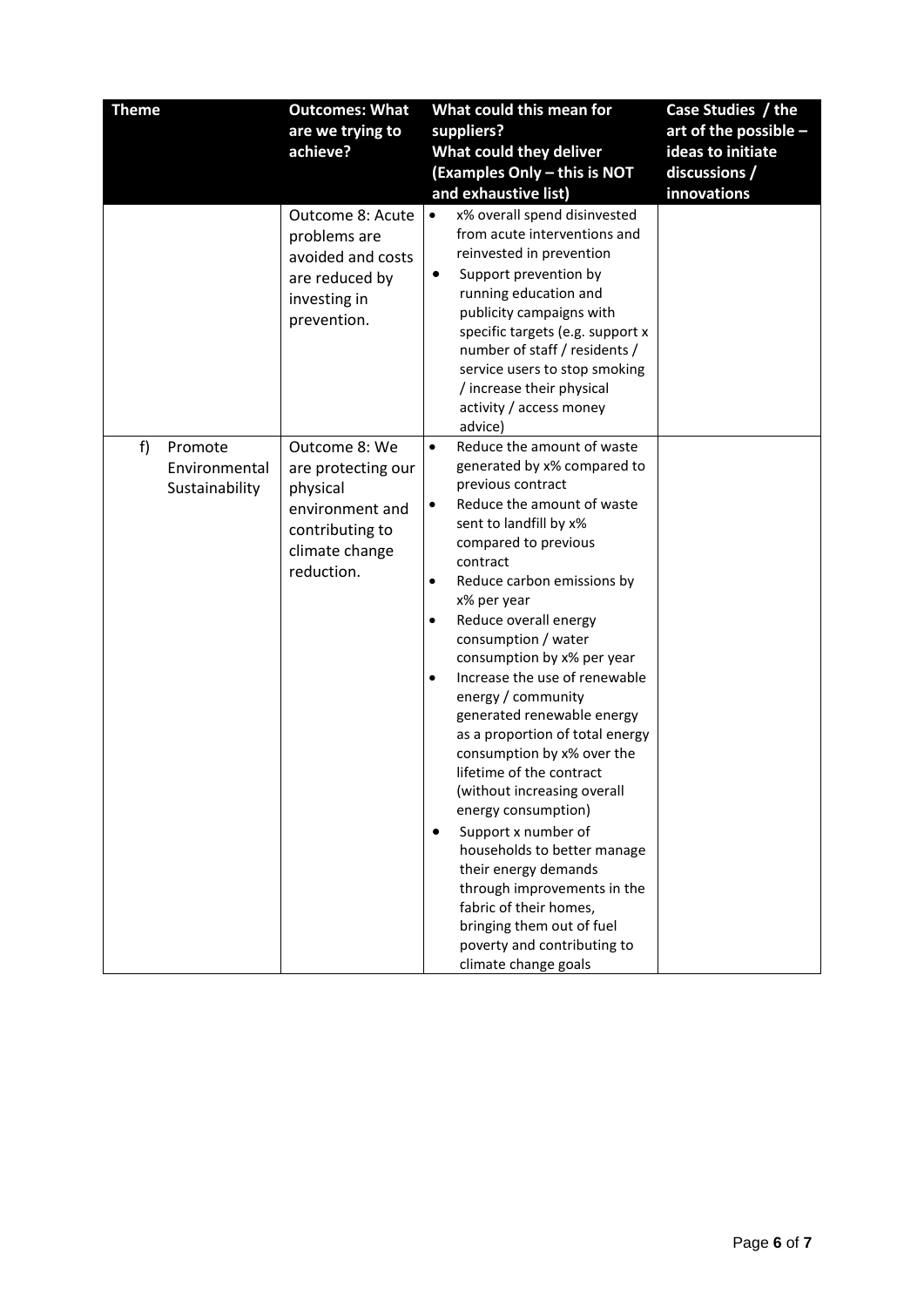| Theme | Outcomes: What are we trying to achieve? | What could this mean for suppliers? What could they deliver (Examples Only – this is NOT and exhaustive list) | Case Studies / the art of the possible – ideas to initiate discussions / innovations |
|---|---|---|---|
| | Outcome 8: Acute problems are avoided and costs are reduced by investing in prevention. | • x% overall spend disinvested from acute interventions and reinvested in prevention<br>• Support prevention by running education and publicity campaigns with specific targets (e.g. support x number of staff / residents / service users to stop smoking / increase their physical activity / access money advice) | |
| f) Promote Environmental Sustainability | Outcome 8: We are protecting our physical environment and contributing to climate change reduction. | • Reduce the amount of waste generated by x% compared to previous contract<br>• Reduce the amount of waste sent to landfill by x% compared to previous contract<br>• Reduce carbon emissions by x% per year<br>• Reduce overall energy consumption / water consumption by x% per year<br>• Increase the use of renewable energy / community generated renewable energy as a proportion of total energy consumption by x% over the lifetime of the contract (without increasing overall energy consumption)<br>• Support x number of households to better manage their energy demands through improvements in the fabric of their homes, bringing them out of fuel poverty and contributing to climate change goals | |